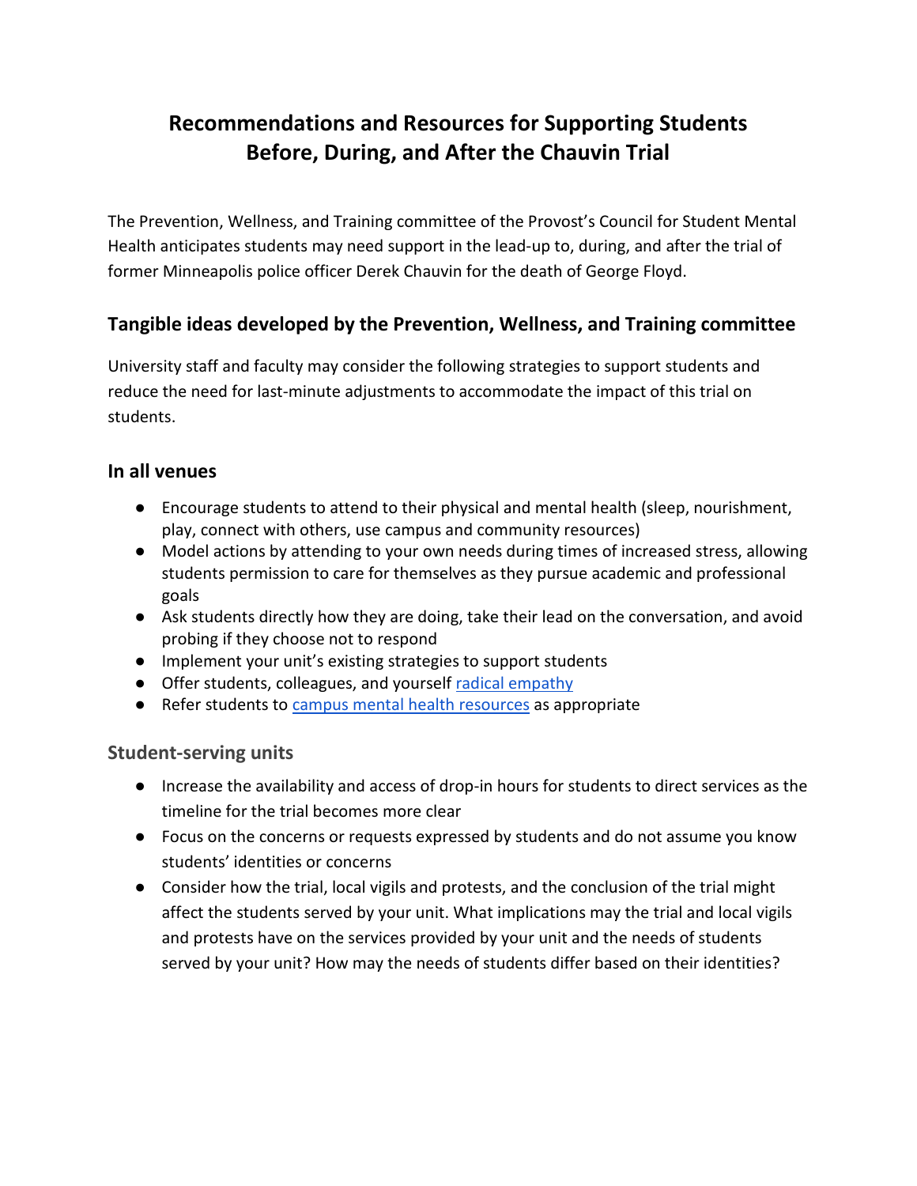# Recommendations and Resources for Supporting Students Before, During, and After the Chauvin Trial

The Prevention, Wellness, and Training committee of the Provost's Council for Student Mental Health anticipates students may need support in the lead-up to, during, and after the trial of former Minneapolis police officer Derek Chauvin for the death of George Floyd.

## Tangible ideas developed by the Prevention, Wellness, and Training committee

University staff and faculty may consider the following strategies to support students and reduce the need for last-minute adjustments to accommodate the impact of this trial on students.

### In all venues

- Encourage students to attend to their physical and mental health (sleep, nourishment, play, connect with others, use campus and community resources)
- Model actions by attending to your own needs during times of increased stress, allowing students permission to care for themselves as they pursue academic and professional goals
- Ask students directly how they are doing, take their lead on the conversation, and avoid probing if they choose not to respond
- Implement your unit's existing strategies to support students
- Offer students, colleagues, and yourself radical empathy
- Refer students to campus mental health resources as appropriate

### Student-serving units

- Increase the availability and access of drop-in hours for students to direct services as the timeline for the trial becomes more clear
- Focus on the concerns or requests expressed by students and do not assume you know students' identities or concerns
- Consider how the trial, local vigils and protests, and the conclusion of the trial might affect the students served by your unit. What implications may the trial and local vigils and protests have on the services provided by your unit and the needs of students served by your unit? How may the needs of students differ based on their identities?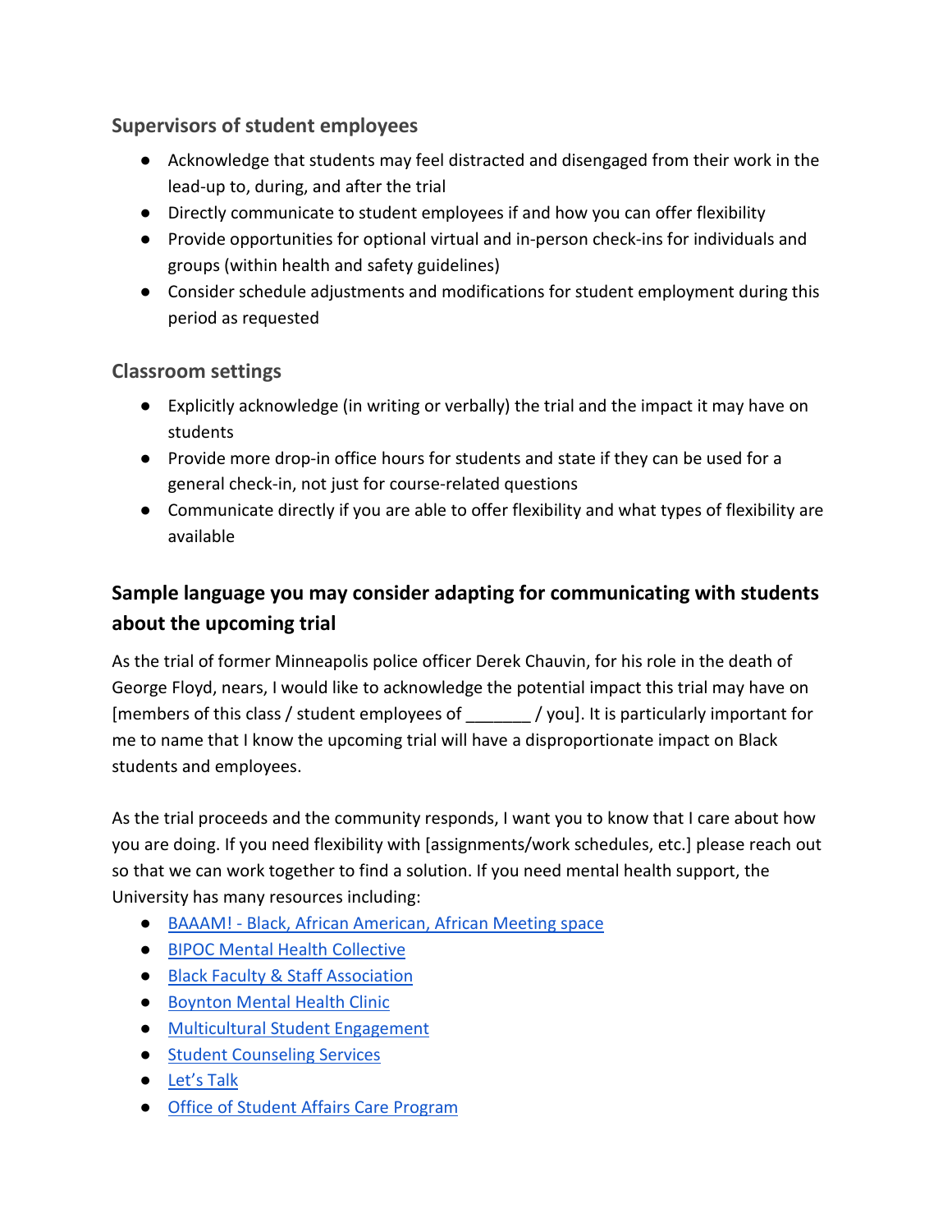### Supervisors of student employees

- Acknowledge that students may feel distracted and disengaged from their work in the lead-up to, during, and after the trial
- Directly communicate to student employees if and how you can offer flexibility
- Provide opportunities for optional virtual and in-person check-ins for individuals and groups (within health and safety guidelines)
- Consider schedule adjustments and modifications for student employment during this period as requested

### Classroom settings

- Explicitly acknowledge (in writing or verbally) the trial and the impact it may have on students
- Provide more drop-in office hours for students and state if they can be used for a general check-in, not just for course-related questions
- Communicate directly if you are able to offer flexibility and what types of flexibility are available

## Sample language you may consider adapting for communicating with students about the upcoming trial

As the trial of former Minneapolis police officer Derek Chauvin, for his role in the death of George Floyd, nears, I would like to acknowledge the potential impact this trial may have on [members of this class / student employees of _______ / you]. It is particularly important for me to name that I know the upcoming trial will have a disproportionate impact on Black students and employees.

As the trial proceeds and the community responds, I want you to know that I care about how you are doing. If you need flexibility with [assignments/work schedules, etc.] please reach out so that we can work together to find a solution. If you need mental health support, the University has many resources including:

- BAAAM! - Black, African American, African Meeting space
- BIPOC Mental Health Collective
- Black Faculty & Staff Association
- Boynton Mental Health Clinic
- Multicultural Student Engagement
- Student Counseling Services
- Let's Talk
- Office of Student Affairs Care Program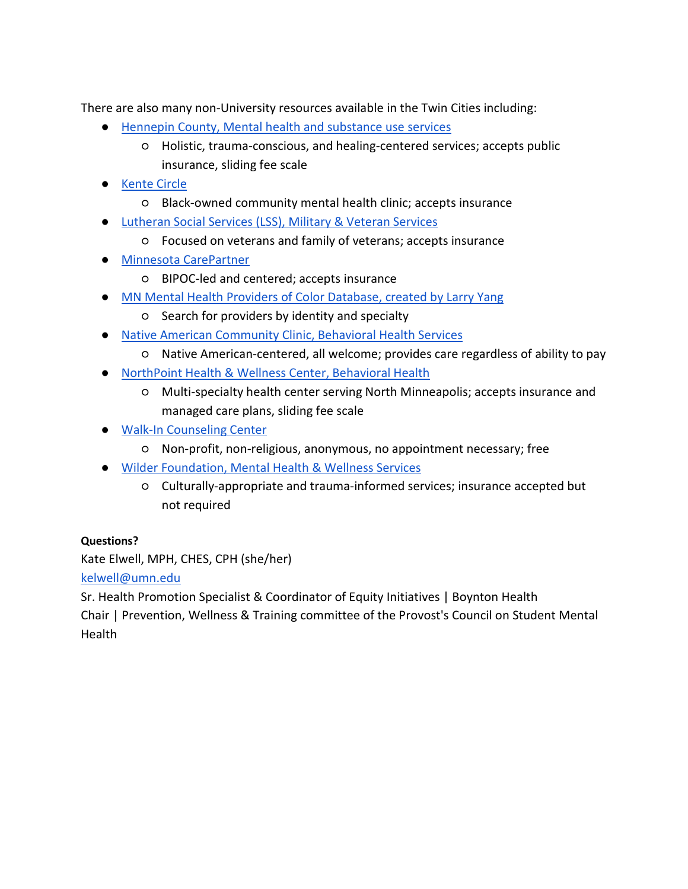There are also many non-University resources available in the Twin Cities including:

- Hennepin County, Mental health and substance use services
  - Holistic, trauma-conscious, and healing-centered services; accepts public insurance, sliding fee scale
- Kente Circle
  - Black-owned community mental health clinic; accepts insurance
- Lutheran Social Services (LSS), Military & Veteran Services
  - Focused on veterans and family of veterans; accepts insurance
- Minnesota CarePartner
  - BIPOC-led and centered; accepts insurance
- MN Mental Health Providers of Color Database, created by Larry Yang
  - Search for providers by identity and specialty
- Native American Community Clinic, Behavioral Health Services
  - Native American-centered, all welcome; provides care regardless of ability to pay
- NorthPoint Health & Wellness Center, Behavioral Health
  - Multi-specialty health center serving North Minneapolis; accepts insurance and managed care plans, sliding fee scale
- Walk-In Counseling Center
  - Non-profit, non-religious, anonymous, no appointment necessary; free
- Wilder Foundation, Mental Health & Wellness Services
  - Culturally-appropriate and trauma-informed services; insurance accepted but not required

**Questions?**

Kate Elwell, MPH, CHES, CPH (she/her)
kelwell@umn.edu
Sr. Health Promotion Specialist & Coordinator of Equity Initiatives | Boynton Health
Chair | Prevention, Wellness & Training committee of the Provost's Council on Student Mental Health